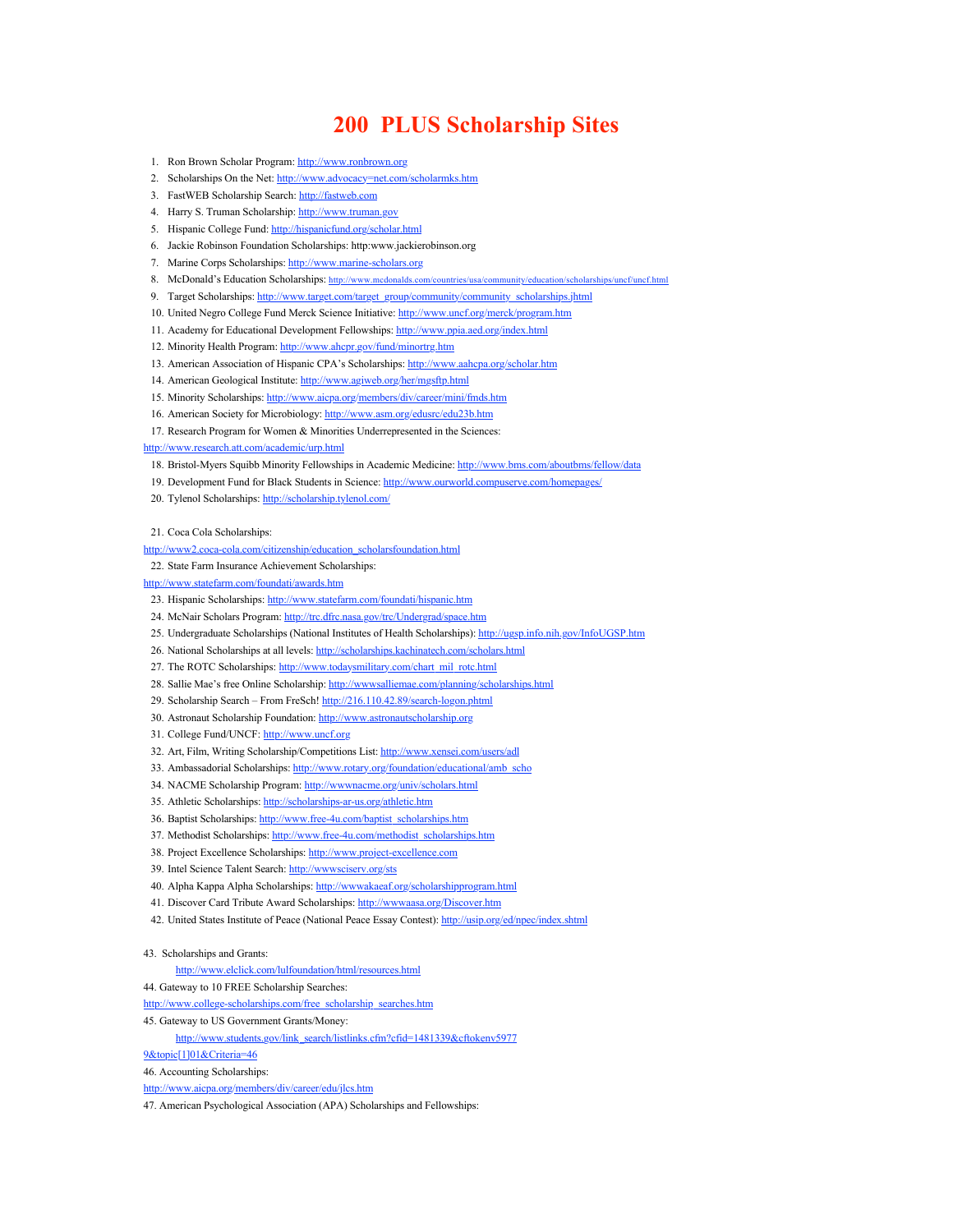# 200 PLUS Scholarship Sites

1. Ron Brown Scholar Program: http://www.ronbrown.org
2. Scholarships On the Net: http://www.advocacy=net.com/scholarmks.htm
3. FastWEB Scholarship Search: http://fastweb.com
4. Harry S. Truman Scholarship: http://www.truman.gov
5. Hispanic College Fund: http://hispanicfund.org/scholar.html
6. Jackie Robinson Foundation Scholarships: http:www.jackierobinson.org
7. Marine Corps Scholarships: http://www.marine-scholars.org
8. McDonald's Education Scholarships: http://www.mcdonalds.com/countries/usa/community/education/scholarships/uncf/uncf.html
9. Target Scholarships: http://www.target.com/target_group/community/community_scholarships.jhtml
10. United Negro College Fund Merck Science Initiative: http://www.uncf.org/merck/program.htm
11. Academy for Educational Development Fellowships: http://www.ppia.aed.org/index.html
12. Minority Health Program: http://www.ahcpr.gov/fund/minortrg.htm
13. American Association of Hispanic CPA's Scholarships: http://www.aahcpa.org/scholar.htm
14. American Geological Institute: http://www.agiweb.org/her/mgsftp.html
15. Minority Scholarships: http://www.aicpa.org/members/div/career/mini/fmds.htm
16. American Society for Microbiology: http://www.asm.org/edusrc/edu23b.htm
17. Research Program for Women & Minorities Underrepresented in the Sciences: http://www.research.att.com/academic/urp.html
18. Bristol-Myers Squibb Minority Fellowships in Academic Medicine: http://www.bms.com/aboutbms/fellow/data
19. Development Fund for Black Students in Science: http://www.ourworld.compuserve.com/homepages/
20. Tylenol Scholarships: http://scholarship.tylenol.com/
21. Coca Cola Scholarships: http://www2.coca-cola.com/citizenship/education_scholarsfoundation.html
22. State Farm Insurance Achievement Scholarships: http://www.statefarm.com/foundati/awards.htm
23. Hispanic Scholarships: http://www.statefarm.com/foundati/hispanic.htm
24. McNair Scholars Program: http://trc.dfrc.nasa.gov/trc/Undergrad/space.htm
25. Undergraduate Scholarships (National Institutes of Health Scholarships): http://ugsp.info.nih.gov/InfoUGSP.htm
26. National Scholarships at all levels: http://scholarships.kachinatech.com/scholars.html
27. The ROTC Scholarships: http://www.todaysmilitary.com/chart_mil_rotc.html
28. Sallie Mae's free Online Scholarship: http://wwwsalliemae.com/planning/scholarships.html
29. Scholarship Search – From FreSch! http://216.110.42.89/search-logon.phtml
30. Astronaut Scholarship Foundation: http://www.astronautscholarship.org
31. College Fund/UNCF: http://www.uncf.org
32. Art, Film, Writing Scholarship/Competitions List: http://www.xensei.com/users/adl
33. Ambassadorial Scholarships: http://www.rotary.org/foundation/educational/amb_scho
34. NACME Scholarship Program: http://wwwnacme.org/univ/scholars.html
35. Athletic Scholarships: http://scholarships-ar-us.org/athletic.htm
36. Baptist Scholarships: http://www.free-4u.com/baptist_scholarships.htm
37. Methodist Scholarships: http://www.free-4u.com/methodist_scholarships.htm
38. Project Excellence Scholarships: http://www.project-excellence.com
39. Intel Science Talent Search: http://wwwsciserv.org/sts
40. Alpha Kappa Alpha Scholarships: http://wwwakaeaf.org/scholarshipprogram.html
41. Discover Card Tribute Award Scholarships: http://wwwaasa.org/Discover.htm
42. United States Institute of Peace (National Peace Essay Contest): http://usip.org/ed/npec/index.shtml
43. Scholarships and Grants: http://www.elclick.com/lulfoundation/html/resources.html
44. Gateway to 10 FREE Scholarship Searches: http://www.college-scholarships.com/free_scholarship_searches.htm
45. Gateway to US Government Grants/Money: http://www.students.gov/link_search/listlinks.cfm?cfid=1481339&cftokenv59779&topic[1]01&Criteria=46
46. Accounting Scholarships: http://www.aicpa.org/members/div/career/edu/jlcs.htm
47. American Psychological Association (APA) Scholarships and Fellowships: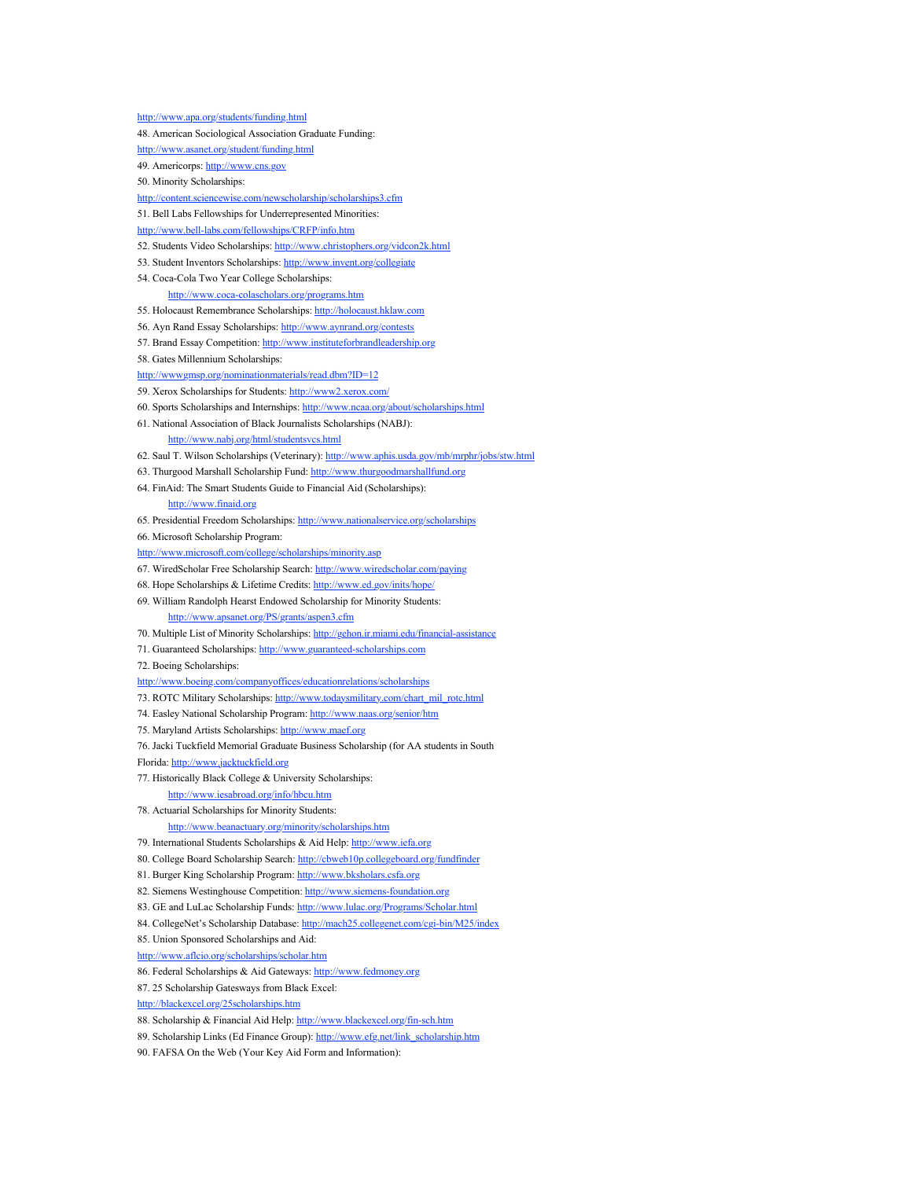http://www.apa.org/students/funding.html

48. American Sociological Association Graduate Funding:
http://www.asanet.org/student/funding.html
49. Americorps: http://www.cns.gov
50. Minority Scholarships:
http://content.sciencewise.com/newscholarship/scholarships3.cfm
51. Bell Labs Fellowships for Underrepresented Minorities:
http://www.bell-labs.com/fellowships/CRFP/info.htm
52. Students Video Scholarships: http://www.christophers.org/vidcon2k.html
53. Student Inventors Scholarships: http://www.invent.org/collegiate
54. Coca-Cola Two Year College Scholarships:
    http://www.coca-colascholars.org/programs.htm
55. Holocaust Remembrance Scholarships: http://holocaust.hklaw.com
56. Ayn Rand Essay Scholarships: http://www.aynrand.org/contests
57. Brand Essay Competition: http://www.instituteforbrandleadership.org
58. Gates Millennium Scholarships:
http://wwwgmsp.org/nominationmaterials/read.dbm?ID=12
59. Xerox Scholarships for Students: http://www2.xerox.com/
60. Sports Scholarships and Internships: http://www.ncaa.org/about/scholarships.html
61. National Association of Black Journalists Scholarships (NABJ):
    http://www.nabj.org/html/studentsvcs.html
62. Saul T. Wilson Scholarships (Veterinary): http://www.aphis.usda.gov/mb/mrphr/jobs/stw.html
63. Thurgood Marshall Scholarship Fund: http://www.thurgoodmarshallfund.org
64. FinAid: The Smart Students Guide to Financial Aid (Scholarships):
    http://www.finaid.org
65. Presidential Freedom Scholarships: http://www.nationalservice.org/scholarships
66. Microsoft Scholarship Program:
http://www.microsoft.com/college/scholarships/minority.asp
67. WiredScholar Free Scholarship Search: http://www.wiredscholar.com/paying
68. Hope Scholarships & Lifetime Credits: http://www.ed.gov/inits/hope/
69. William Randolph Hearst Endowed Scholarship for Minority Students:
    http://www.apsanet.org/PS/grants/aspen3.cfm
70. Multiple List of Minority Scholarships: http://gehon.ir.miami.edu/financial-assistance
71. Guaranteed Scholarships: http://www.guaranteed-scholarships.com
72. Boeing Scholarships:
http://www.boeing.com/companyoffices/educationrelations/scholarships
73. ROTC Military Scholarships: http://www.todaysmilitary.com/chart_mil_rotc.html
74. Easley National Scholarship Program: http://www.naas.org/senior/htm
75. Maryland Artists Scholarships: http://www.maef.org
76. Jacki Tuckfield Memorial Graduate Business Scholarship (for AA students in South
Florida: http://www.jacktuckfield.org
77. Historically Black College & University Scholarships:
    http://www.iesabroad.org/info/hbcu.htm
78. Actuarial Scholarships for Minority Students:
    http://www.beanactuary.org/minority/scholarships.htm
79. International Students Scholarships & Aid Help: http://www.iefa.org
80. College Board Scholarship Search: http://cbweb10p.collegeboard.org/fundfinder
81. Burger King Scholarship Program: http://www.bkscholars.csfa.org
82. Siemens Westinghouse Competition: http://www.siemens-foundation.org
83. GE and LuLac Scholarship Funds: http://www.lulac.org/Programs/Scholar.html
84. CollegeNet's Scholarship Database: http://mach25.collegenet.com/cgi-bin/M25/index
85. Union Sponsored Scholarships and Aid:
http://www.aflcio.org/scholarships/scholar.htm
86. Federal Scholarships & Aid Gateways: http://www.fedmoney.org
87. 25 Scholarship Gatesways from Black Excel:
http://blackexcel.org/25scholarships.htm
88. Scholarship & Financial Aid Help: http://www.blackexcel.org/fin-sch.htm
89. Scholarship Links (Ed Finance Group): http://www.efg.net/link_scholarship.htm
90. FAFSA On the Web (Your Key Aid Form and Information):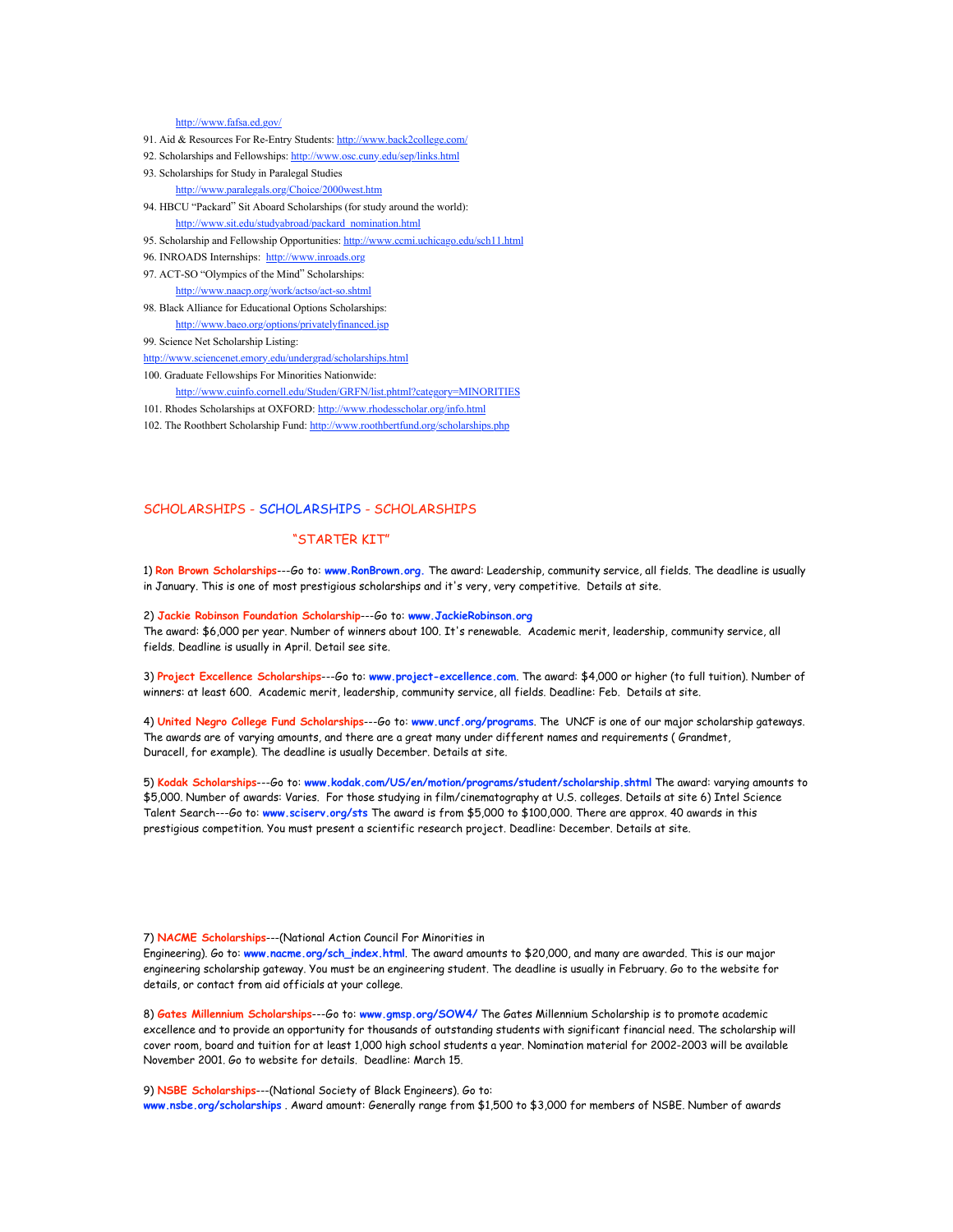http://www.fafsa.ed.gov/

91. Aid & Resources For Re-Entry Students: http://www.back2college.com/
92. Scholarships and Fellowships: http://www.osc.cuny.edu/sep/links.html
93. Scholarships for Study in Paralegal Studies
    http://www.paralegals.org/Choice/2000west.htm
94. HBCU "Packard" Sit Aboard Scholarships (for study around the world):
    http://www.sit.edu/studyabroad/packard_nomination.html
95. Scholarship and Fellowship Opportunities: http://www.ccmi.uchicago.edu/sch11.html
96. INROADS Internships: http://www.inroads.org
97. ACT-SO "Olympics of the Mind" Scholarships:
    http://www.naacp.org/work/actso/act-so.shtml
98. Black Alliance for Educational Options Scholarships:
    http://www.baeo.org/options/privatelyfinanced.jsp
99. Science Net Scholarship Listing:
    http://www.sciencenet.emory.edu/undergrad/scholarships.html
100. Graduate Fellowships For Minorities Nationwide:
    http://www.cuinfo.cornell.edu/Studen/GRFN/list.phtml?category=MINORITIES
101. Rhodes Scholarships at OXFORD: http://www.rhodesscholar.org/info.html
102. The Roothbert Scholarship Fund: http://www.roothbertfund.org/scholarships.php

## SCHOLARSHIPS - SCHOLARSHIPS - SCHOLARSHIPS

### "STARTER KIT"

1) **Ron Brown Scholarships**---Go to: **www.RonBrown.org**. The award: Leadership, community service, all fields. The deadline is usually in January. This is one of most prestigious scholarships and it's very, very competitive. Details at site.

2) **Jackie Robinson Foundation Scholarship**---Go to: **www.JackieRobinson.org**
The award: $6,000 per year. Number of winners about 100. It's renewable. Academic merit, leadership, community service, all fields. Deadline is usually in April. Detail see site.

3) **Project Excellence Scholarships**---Go to: **www.project-excellence.com**. The award: $4,000 or higher (to full tuition). Number of winners: at least 600. Academic merit, leadership, community service, all fields. Deadline: Feb. Details at site.

4) **United Negro College Fund Scholarships**---Go to: **www.uncf.org/programs**. The UNCF is one of our major scholarship gateways. The awards are of varying amounts, and there are a great many under different names and requirements ( Grandmet, Duracell, for example). The deadline is usually December. Details at site.

5) **Kodak Scholarships**---Go to: **www.kodak.com/US/en/motion/programs/student/scholarship.shtml** The award: varying amounts to $5,000. Number of awards: Varies. For those studying in film/cinematography at U.S. colleges. Details at site 6) Intel Science Talent Search---Go to: **www.sciserv.org/sts** The award is from $5,000 to $100,000. There are approx. 40 awards in this prestigious competition. You must present a scientific research project. Deadline: December. Details at site.

7) **NACME Scholarships**---(National Action Council For Minorities in Engineering). Go to: **www.nacme.org/sch_index.html**. The award amounts to $20,000, and many are awarded. This is our major engineering scholarship gateway. You must be an engineering student. The deadline is usually in February. Go to the website for details, or contact from aid officials at your college.

8) **Gates Millennium Scholarships**---Go to: **www.gmsp.org/SOW4/** The Gates Millennium Scholarship is to promote academic excellence and to provide an opportunity for thousands of outstanding students with significant financial need. The scholarship will cover room, board and tuition for at least 1,000 high school students a year. Nomination material for 2002-2003 will be available November 2001. Go to website for details. Deadline: March 15.

9) **NSBE Scholarships**---(National Society of Black Engineers). Go to: **www.nsbe.org/scholarships** . Award amount: Generally range from $1,500 to $3,000 for members of NSBE. Number of awards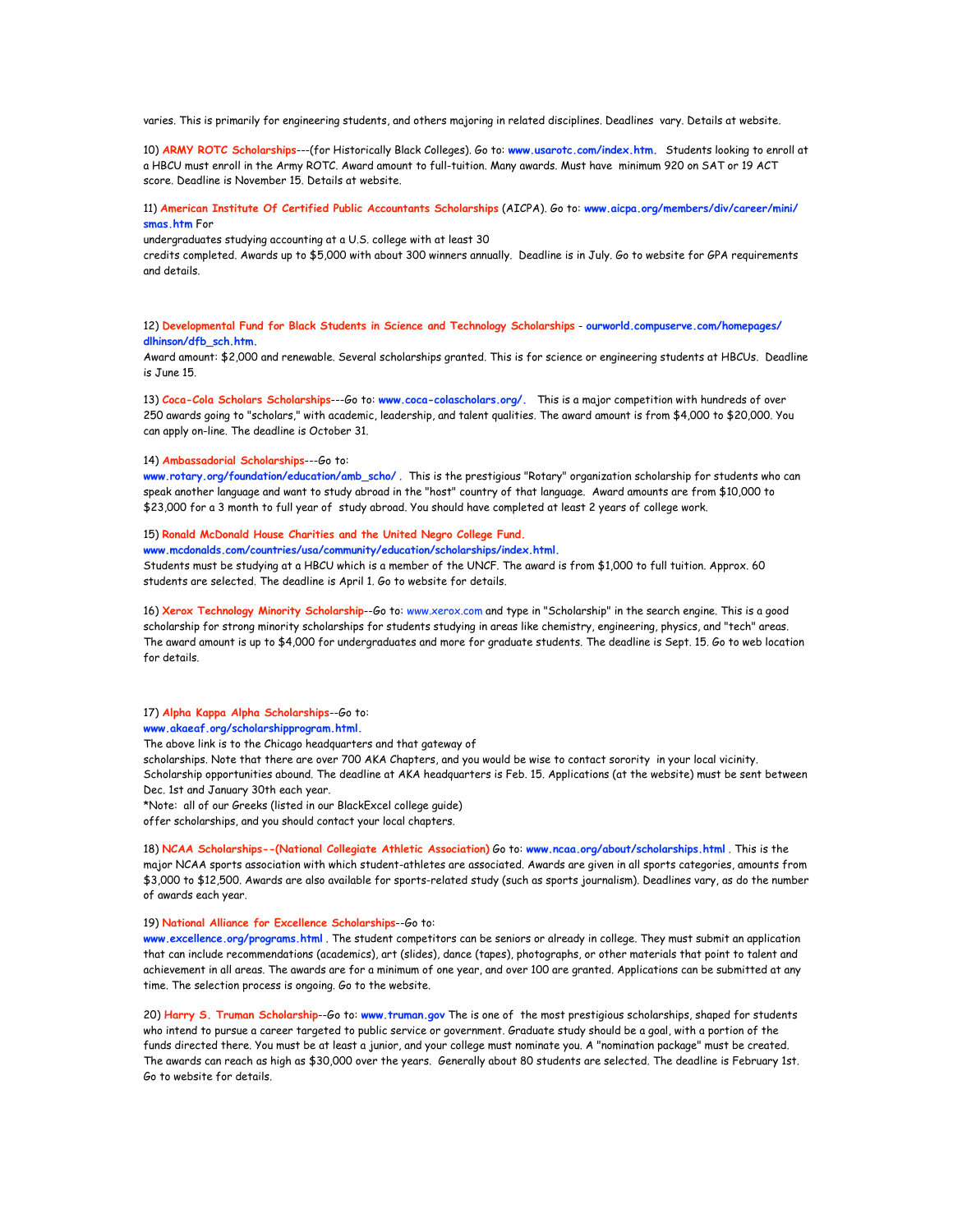varies. This is primarily for engineering students, and others majoring in related disciplines. Deadlines vary. Details at website.

10) **ARMY ROTC Scholarships**---(for Historically Black Colleges). Go to: **www.usarotc.com/index.htm.** Students looking to enroll at a HBCU must enroll in the Army ROTC. Award amount to full-tuition. Many awards. Must have minimum 920 on SAT or 19 ACT score. Deadline is November 15. Details at website.

11) **American Institute Of Certified Public Accountants Scholarships** (AICPA). Go to: **www.aicpa.org/members/div/career/mini/smas.htm** For
undergraduates studying accounting at a U.S. college with at least 30
credits completed. Awards up to $5,000 with about 300 winners annually. Deadline is in July. Go to website for GPA requirements and details.

12) **Developmental Fund for Black Students in Science and Technology Scholarships** - **ourworld.compuserve.com/homepages/dlhinson/dfb_sch.htm.**
Award amount: $2,000 and renewable. Several scholarships granted. This is for science or engineering students at HBCUs. Deadline is June 15.

13) **Coca-Cola Scholars Scholarships**---Go to: **www.coca-colascholars.org/.** This is a major competition with hundreds of over 250 awards going to "scholars," with academic, leadership, and talent qualities. The award amount is from $4,000 to $20,000. You can apply on-line. The deadline is October 31.

14) **Ambassadorial Scholarships**---Go to:
**www.rotary.org/foundation/education/amb_scho/** . This is the prestigious "Rotary" organization scholarship for students who can speak another language and want to study abroad in the "host" country of that language. Award amounts are from $10,000 to $23,000 for a 3 month to full year of study abroad. You should have completed at least 2 years of college work.

15) **Ronald McDonald House Charities and the United Negro College Fund.**
**www.mcdonalds.com/countries/usa/community/education/scholarships/index.html.**
Students must be studying at a HBCU which is a member of the UNCF. The award is from $1,000 to full tuition. Approx. 60 students are selected. The deadline is April 1. Go to website for details.

16) **Xerox Technology Minority Scholarship**--Go to: www.xerox.com and type in "Scholarship" in the search engine. This is a good scholarship for strong minority scholarships for students studying in areas like chemistry, engineering, physics, and "tech" areas. The award amount is up to $4,000 for undergraduates and more for graduate students. The deadline is Sept. 15. Go to web location for details.

17) **Alpha Kappa Alpha Scholarships**--Go to:
**www.akaeaf.org/scholarshipprogram.html.**
The above link is to the Chicago headquarters and that gateway of
scholarships. Note that there are over 700 AKA Chapters, and you would be wise to contact sorority in your local vicinity. Scholarship opportunities abound. The deadline at AKA headquarters is Feb. 15. Applications (at the website) must be sent between Dec. 1st and January 30th each year.
*Note: all of our Greeks (listed in our BlackExcel college guide)
offer scholarships, and you should contact your local chapters.

18) **NCAA Scholarships--(National Collegiate Athletic Association)** Go to: **www.ncaa.org/about/scholarships.html** . This is the major NCAA sports association with which student-athletes are associated. Awards are given in all sports categories, amounts from $3,000 to $12,500. Awards are also available for sports-related study (such as sports journalism). Deadlines vary, as do the number of awards each year.

19) **National Alliance for Excellence Scholarships**--Go to:
**www.excellence.org/programs.html** . The student competitors can be seniors or already in college. They must submit an application that can include recommendations (academics), art (slides), dance (tapes), photographs, or other materials that point to talent and achievement in all areas. The awards are for a minimum of one year, and over 100 are granted. Applications can be submitted at any time. The selection process is ongoing. Go to the website.

20) **Harry S. Truman Scholarship**--Go to: **www.truman.gov** The is one of the most prestigious scholarships, shaped for students who intend to pursue a career targeted to public service or government. Graduate study should be a goal, with a portion of the funds directed there. You must be at least a junior, and your college must nominate you. A "nomination package" must be created. The awards can reach as high as $30,000 over the years. Generally about 80 students are selected. The deadline is February 1st. Go to website for details.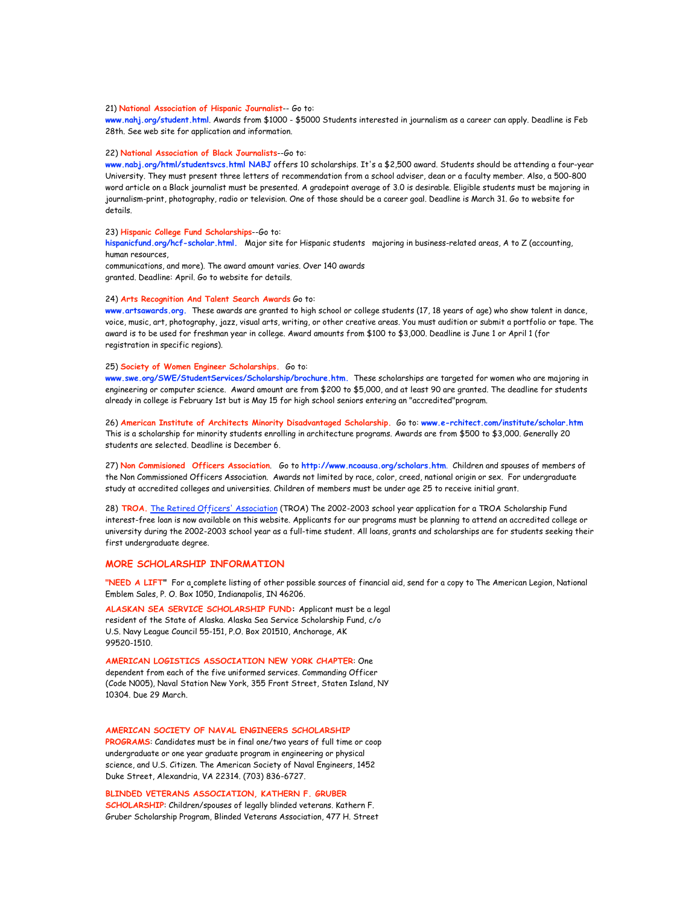21) **National Association of Hispanic Journalist**-- Go to: **www.nahj.org/student.html**. Awards from $1000 - $5000 Students interested in journalism as a career can apply. Deadline is Feb 28th. See web site for application and information.

22) **National Association of Black Journalists**--Go to: **www.nabj.org/html/studentsvcs.html NABJ** offers 10 scholarships. It's a $2,500 award. Students should be attending a four-year University. They must present three letters of recommendation from a school adviser, dean or a faculty member. Also, a 500-800 word article on a Black journalist must be presented. A gradepoint average of 3.0 is desirable. Eligible students must be majoring in journalism-print, photography, radio or television. One of those should be a career goal. Deadline is March 31. Go to website for details.

23) **Hispanic College Fund Scholarships**--Go to: **hispanicfund.org/hcf-scholar.html**. Major site for Hispanic students majoring in business-related areas, A to Z (accounting, human resources, communications, and more). The award amount varies. Over 140 awards granted. Deadline: April. Go to website for details.

24) **Arts Recognition And Talent Search Awards** Go to: **www.artsawards.org**. These awards are granted to high school or college students (17, 18 years of age) who show talent in dance, voice, music, art, photography, jazz, visual arts, writing, or other creative areas. You must audition or submit a portfolio or tape. The award is to be used for freshman year in college. Award amounts from $100 to $3,000. Deadline is June 1 or April 1 (for registration in specific regions).

25) **Society of Women Engineer Scholarships**. Go to: **www.swe.org/SWE/StudentServices/Scholarship/brochure.htm**. These scholarships are targeted for women who are majoring in engineering or computer science. Award amount are from $200 to $5,000, and at least 90 are granted. The deadline for students already in college is February 1st but is May 15 for high school seniors entering an "accredited"program.

26) **American Institute of Architects Minority Disadvantaged Scholarship**. Go to: **www.e-rchitect.com/institute/scholar.htm** This is a scholarship for minority students enrolling in architecture programs. Awards are from $500 to $3,000. Generally 20 students are selected. Deadline is December 6.

27) **Non Commisioned Officers Association**. Go to **http://www.ncoausa.org/scholars.htm**. Children and spouses of members of the Non Commissioned Officers Association. Awards not limited by race, color, creed, national origin or sex. For undergraduate study at accredited colleges and universities. Children of members must be under age 25 to receive initial grant.

28) **TROA.** The Retired Officers' Association (TROA) The 2002-2003 school year application for a TROA Scholarship Fund interest-free loan is now available on this website. Applicants for our programs must be planning to attend an accredited college or university during the 2002-2003 school year as a full-time student. All loans, grants and scholarships are for students seeking their first undergraduate degree.

## MORE SCHOLARSHIP INFORMATION

**"NEED A LIFT"** For a complete listing of other possible sources of financial aid, send for a copy to The American Legion, National Emblem Sales, P. O. Box 1050, Indianapolis, IN 46206.

**ALASKAN SEA SERVICE SCHOLARSHIP FUND:** Applicant must be a legal resident of the State of Alaska. Alaska Sea Service Scholarship Fund, c/o U.S. Navy League Council 55-151, P.O. Box 201510, Anchorage, AK 99520-1510.

**AMERICAN LOGISTICS ASSOCIATION NEW YORK CHAPTER**: One dependent from each of the five uniformed services. Commanding Officer (Code N005), Naval Station New York, 355 Front Street, Staten Island, NY 10304. Due 29 March.

**AMERICAN SOCIETY OF NAVAL ENGINEERS SCHOLARSHIP PROGRAMS**: Candidates must be in final one/two years of full time or coop undergraduate or one year graduate program in engineering or physical science, and U.S. Citizen. The American Society of Naval Engineers, 1452 Duke Street, Alexandria, VA 22314. (703) 836-6727.

**BLINDED VETERANS ASSOCIATION, KATHERN F. GRUBER SCHOLARSHIP**: Children/spouses of legally blinded veterans. Kathern F. Gruber Scholarship Program, Blinded Veterans Association, 477 H. Street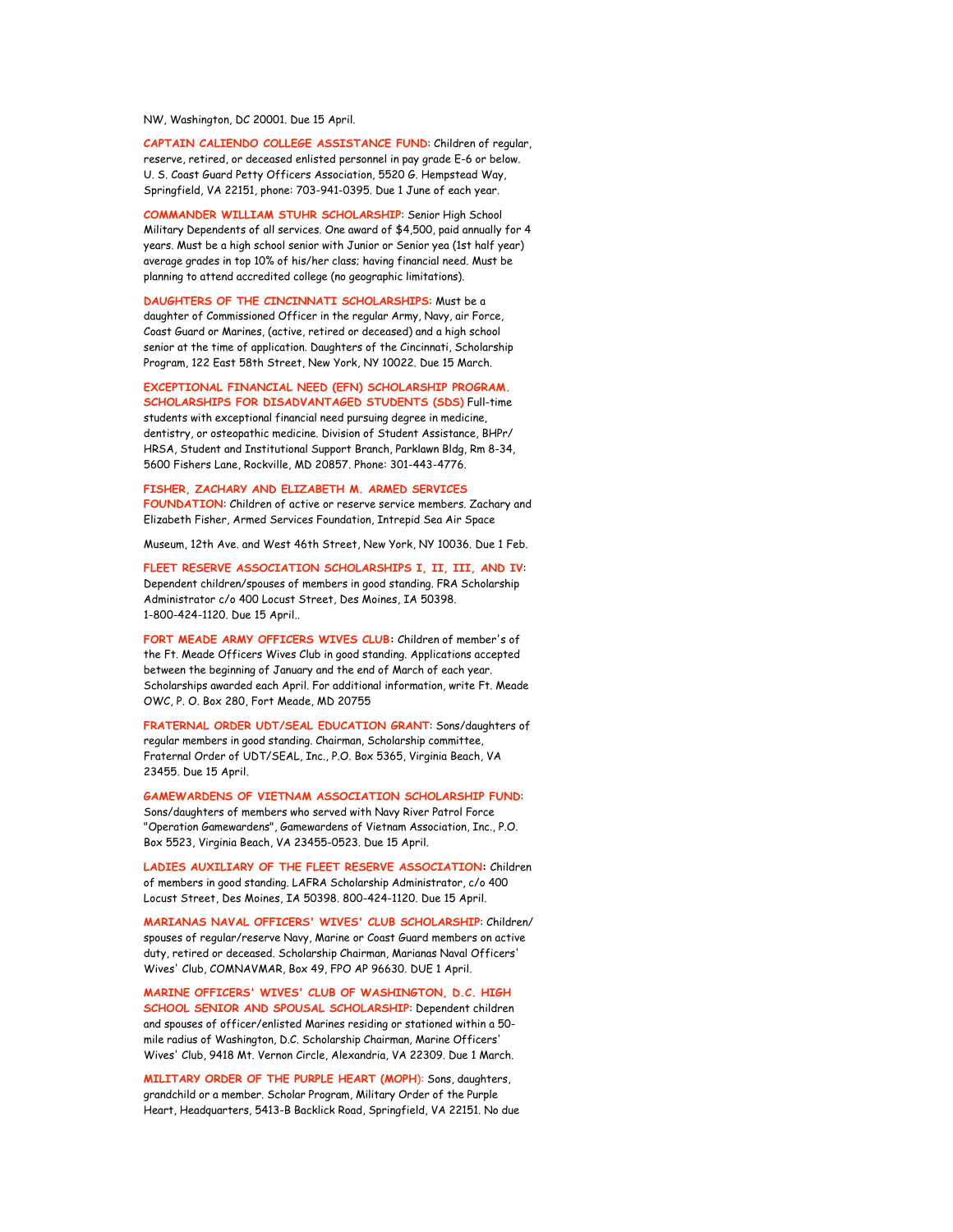NW, Washington, DC 20001. Due 15 April.

**CAPTAIN CALIENDO COLLEGE ASSISTANCE FUND**: Children of regular, reserve, retired, or deceased enlisted personnel in pay grade E-6 or below. U. S. Coast Guard Petty Officers Association, 5520 G. Hempstead Way, Springfield, VA 22151, phone: 703-941-0395. Due 1 June of each year.

**COMMANDER WILLIAM STUHR SCHOLARSHIP**: Senior High School Military Dependents of all services. One award of $4,500, paid annually for 4 years. Must be a high school senior with Junior or Senior yea (1st half year) average grades in top 10% of his/her class; having financial need. Must be planning to attend accredited college (no geographic limitations).

**DAUGHTERS OF THE CINCINNATI SCHOLARSHIPS**: Must be a daughter of Commissioned Officer in the regular Army, Navy, air Force, Coast Guard or Marines, (active, retired or deceased) and a high school senior at the time of application. Daughters of the Cincinnati, Scholarship Program, 122 East 58th Street, New York, NY 10022. Due 15 March.

**EXCEPTIONAL FINANCIAL NEED (EFN) SCHOLARSHIP PROGRAM. SCHOLARSHIPS FOR DISADVANTAGED STUDENTS (SDS)** Full-time students with exceptional financial need pursuing degree in medicine, dentistry, or osteopathic medicine. Division of Student Assistance, BHPr/HRSA, Student and Institutional Support Branch, Parklawn Bldg, Rm 8-34, 5600 Fishers Lane, Rockville, MD 20857. Phone: 301-443-4776.

**FISHER, ZACHARY AND ELIZABETH M. ARMED SERVICES FOUNDATION**: Children of active or reserve service members. Zachary and Elizabeth Fisher, Armed Services Foundation, Intrepid Sea Air Space Museum, 12th Ave. and West 46th Street, New York, NY 10036. Due 1 Feb.

**FLEET RESERVE ASSOCIATION SCHOLARSHIPS I, II, III, AND IV**: Dependent children/spouses of members in good standing. FRA Scholarship Administrator c/o 400 Locust Street, Des Moines, IA 50398. 1-800-424-1120. Due 15 April..

**FORT MEADE ARMY OFFICERS WIVES CLUB:** Children of member's of the Ft. Meade Officers Wives Club in good standing. Applications accepted between the beginning of January and the end of March of each year. Scholarships awarded each April. For additional information, write Ft. Meade OWC, P. O. Box 280, Fort Meade, MD 20755

**FRATERNAL ORDER UDT/SEAL EDUCATION GRANT**: Sons/daughters of regular members in good standing. Chairman, Scholarship committee, Fraternal Order of UDT/SEAL, Inc., P.O. Box 5365, Virginia Beach, VA 23455. Due 15 April.

**GAMEWARDENS OF VIETNAM ASSOCIATION SCHOLARSHIP FUND**: Sons/daughters of members who served with Navy River Patrol Force "Operation Gamewardens", Gamewardens of Vietnam Association, Inc., P.O. Box 5523, Virginia Beach, VA 23455-0523. Due 15 April.

**LADIES AUXILIARY OF THE FLEET RESERVE ASSOCIATION:** Children of members in good standing. LAFRA Scholarship Administrator, c/o 400 Locust Street, Des Moines, IA 50398. 800-424-1120. Due 15 April.

**MARIANAS NAVAL OFFICERS' WIVES' CLUB SCHOLARSHIP**: Children/spouses of regular/reserve Navy, Marine or Coast Guard members on active duty, retired or deceased. Scholarship Chairman, Marianas Naval Officers' Wives' Club, COMNAVMAR, Box 49, FPO AP 96630. DUE 1 April.

**MARINE OFFICERS' WIVES' CLUB OF WASHINGTON, D.C. HIGH SCHOOL SENIOR AND SPOUSAL SCHOLARSHIP**: Dependent children and spouses of officer/enlisted Marines residing or stationed within a 50-mile radius of Washington, D.C. Scholarship Chairman, Marine Officers' Wives' Club, 9418 Mt. Vernon Circle, Alexandria, VA 22309. Due 1 March.

**MILITARY ORDER OF THE PURPLE HEART (MOPH)**: Sons, daughters, grandchild or a member. Scholar Program, Military Order of the Purple Heart, Headquarters, 5413-B Backlick Road, Springfield, VA 22151. No due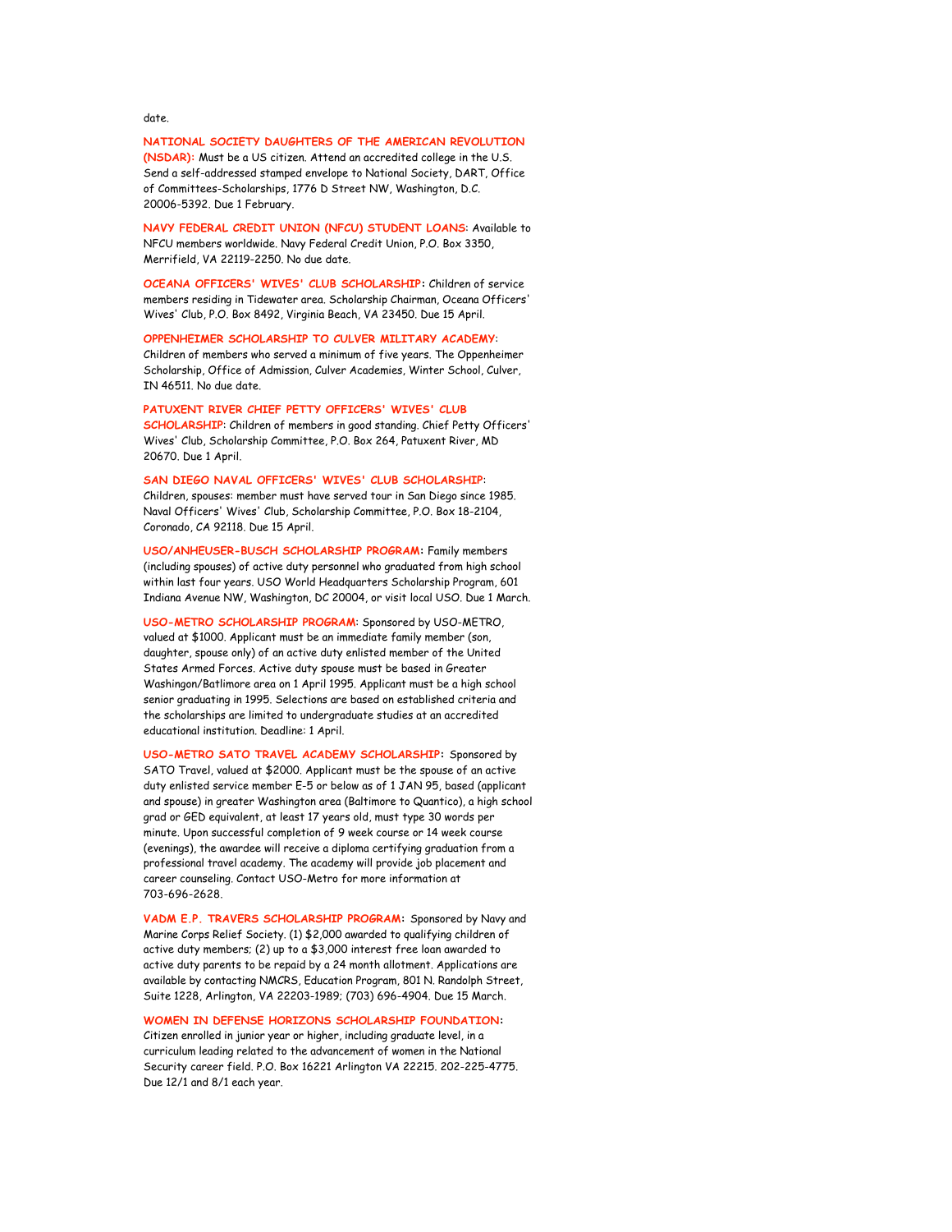date.

**NATIONAL SOCIETY DAUGHTERS OF THE AMERICAN REVOLUTION (NSDAR):** Must be a US citizen. Attend an accredited college in the U.S. Send a self-addressed stamped envelope to National Society, DART, Office of Committees-Scholarships, 1776 D Street NW, Washington, D.C. 20006-5392. Due 1 February.

**NAVY FEDERAL CREDIT UNION (NFCU) STUDENT LOANS:** Available to NFCU members worldwide. Navy Federal Credit Union, P.O. Box 3350, Merrifield, VA 22119-2250. No due date.

**OCEANA OFFICERS' WIVES' CLUB SCHOLARSHIP:** Children of service members residing in Tidewater area. Scholarship Chairman, Oceana Officers' Wives' Club, P.O. Box 8492, Virginia Beach, VA 23450. Due 15 April.

**OPPENHEIMER SCHOLARSHIP TO CULVER MILITARY ACADEMY:** Children of members who served a minimum of five years. The Oppenheimer Scholarship, Office of Admission, Culver Academies, Winter School, Culver, IN 46511. No due date.

**PATUXENT RIVER CHIEF PETTY OFFICERS' WIVES' CLUB SCHOLARSHIP:** Children of members in good standing. Chief Petty Officers' Wives' Club, Scholarship Committee, P.O. Box 264, Patuxent River, MD 20670. Due 1 April.

**SAN DIEGO NAVAL OFFICERS' WIVES' CLUB SCHOLARSHIP:** Children, spouses: member must have served tour in San Diego since 1985. Naval Officers' Wives' Club, Scholarship Committee, P.O. Box 18-2104, Coronado, CA 92118. Due 15 April.

**USO/ANHEUSER-BUSCH SCHOLARSHIP PROGRAM:** Family members (including spouses) of active duty personnel who graduated from high school within last four years. USO World Headquarters Scholarship Program, 601 Indiana Avenue NW, Washington, DC 20004, or visit local USO. Due 1 March.

**USO-METRO SCHOLARSHIP PROGRAM:** Sponsored by USO-METRO, valued at $1000. Applicant must be an immediate family member (son, daughter, spouse only) of an active duty enlisted member of the United States Armed Forces. Active duty spouse must be based in Greater Washingon/Batlimore area on 1 April 1995. Applicant must be a high school senior graduating in 1995. Selections are based on established criteria and the scholarships are limited to undergraduate studies at an accredited educational institution. Deadline: 1 April.

**USO-METRO SATO TRAVEL ACADEMY SCHOLARSHIP:** Sponsored by SATO Travel, valued at $2000. Applicant must be the spouse of an active duty enlisted service member E-5 or below as of 1 JAN 95, based (applicant and spouse) in greater Washington area (Baltimore to Quantico), a high school grad or GED equivalent, at least 17 years old, must type 30 words per minute. Upon successful completion of 9 week course or 14 week course (evenings), the awardee will receive a diploma certifying graduation from a professional travel academy. The academy will provide job placement and career counseling. Contact USO-Metro for more information at 703-696-2628.

**VADM E.P. TRAVERS SCHOLARSHIP PROGRAM:** Sponsored by Navy and Marine Corps Relief Society. (1) $2,000 awarded to qualifying children of active duty members; (2) up to a $3,000 interest free loan awarded to active duty parents to be repaid by a 24 month allotment. Applications are available by contacting NMCRS, Education Program, 801 N. Randolph Street, Suite 1228, Arlington, VA 22203-1989; (703) 696-4904. Due 15 March.

**WOMEN IN DEFENSE HORIZONS SCHOLARSHIP FOUNDATION:** Citizen enrolled in junior year or higher, including graduate level, in a curriculum leading related to the advancement of women in the National Security career field. P.O. Box 16221 Arlington VA 22215. 202-225-4775. Due 12/1 and 8/1 each year.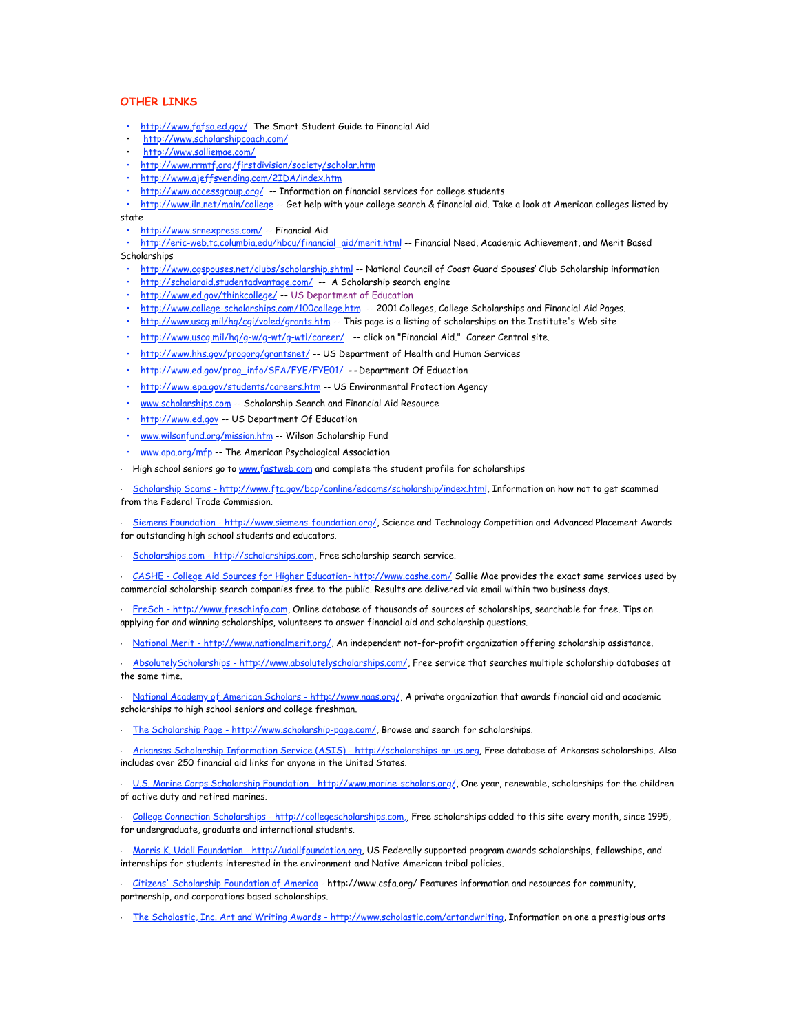## OTHER LINKS

- http://www.fafsa.ed.gov/ The Smart Student Guide to Financial Aid
- http://www.scholarshipcoach.com/
- http://www.salliemae.com/
- http://www.rrmtf.org/firstdivision/society/scholar.htm
- http://www.ajeffsvending.com/2IDA/index.htm
- http://www.accessgroup.org/ -- Information on financial services for college students
- http://www.iln.net/main/college -- Get help with your college search & financial aid. Take a look at American colleges listed by state
- http://www.srnexpress.com/ -- Financial Aid
- http://eric-web.tc.columbia.edu/hbcu/financial_aid/merit.html -- Financial Need, Academic Achievement, and Merit Based Scholarships
- http://www.cgspouses.net/clubs/scholarship.shtml -- National Council of Coast Guard Spouses' Club Scholarship information
- http://scholaraid.studentadvantage.com/ -- A Scholarship search engine
- http://www.ed.gov/thinkcollege/ -- US Department of Education
- http://www.college-scholarships.com/100college.htm -- 2001 Colleges, College Scholarships and Financial Aid Pages.
- http://www.uscg.mil/hq/cgi/voled/grants.htm -- This page is a listing of scholarships on the Institute's Web site
- http://www.uscg.mil/hq/g-w/g-wt/g-wtl/career/ -- click on "Financial Aid." Career Central site.
- http://www.hhs.gov/progorg/grantsnet/ -- US Department of Health and Human Services
- http://www.ed.gov/prog_info/SFA/FYE/FYE01/ --Department Of Eduaction
- http://www.epa.gov/students/careers.htm -- US Environmental Protection Agency
- www.scholarships.com -- Scholarship Search and Financial Aid Resource
- http://www.ed.gov -- US Department Of Education
- www.wilsonfund.org/mission.htm -- Wilson Scholarship Fund
- www.apa.org/mfp -- The American Psychological Association

- High school seniors go to www.fastweb.com and complete the student profile for scholarships
- Scholarship Scams - http://www.ftc.gov/bcp/conline/edcams/scholarship/index.html, Information on how not to get scammed from the Federal Trade Commission.
- Siemens Foundation - http://www.siemens-foundation.org/, Science and Technology Competition and Advanced Placement Awards for outstanding high school students and educators.
- Scholarships.com - http://scholarships.com, Free scholarship search service.
- CASHE - College Aid Sources for Higher Education- http://www.cashe.com/ Sallie Mae provides the exact same services used by commercial scholarship search companies free to the public. Results are delivered via email within two business days.
- FreSch - http://www.freschinfo.com, Online database of thousands of sources of scholarships, searchable for free. Tips on applying for and winning scholarships, volunteers to answer financial aid and scholarship questions.
- National Merit - http://www.nationalmerit.org/, An independent not-for-profit organization offering scholarship assistance.
- AbsolutelyScholarships - http://www.absolutelyscholarships.com/, Free service that searches multiple scholarship databases at the same time.
- National Academy of American Scholars - http://www.naas.org/, A private organization that awards financial aid and academic scholarships to high school seniors and college freshman.
- The Scholarship Page - http://www.scholarship-page.com/, Browse and search for scholarships.
- Arkansas Scholarship Information Service (ASIS) - http://scholarships-ar-us.org, Free database of Arkansas scholarships. Also includes over 250 financial aid links for anyone in the United States.
- U.S. Marine Corps Scholarship Foundation - http://www.marine-scholars.org/, One year, renewable, scholarships for the children of active duty and retired marines.
- College Connection Scholarships - http://collegescholarships.com., Free scholarships added to this site every month, since 1995, for undergraduate, graduate and international students.
- Morris K. Udall Foundation - http://udallfoundation.org, US Federally supported program awards scholarships, fellowships, and internships for students interested in the environment and Native American tribal policies.
- Citizens' Scholarship Foundation of America - http://www.csfa.org/ Features information and resources for community, partnership, and corporations based scholarships.
- The Scholastic, Inc. Art and Writing Awards - http://www.scholastic.com/artandwriting, Information on one a prestigious arts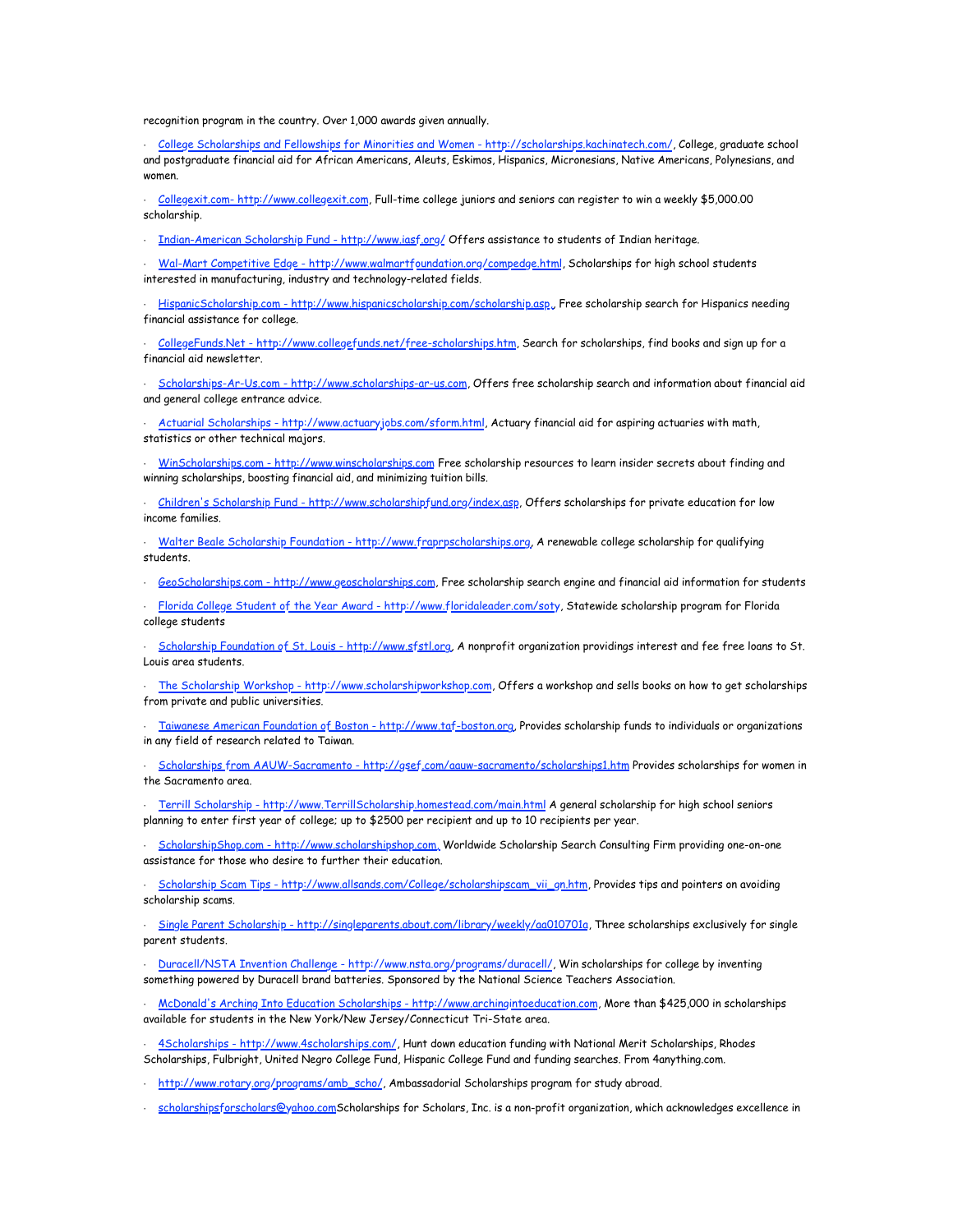recognition program in the country. Over 1,000 awards given annually.

- College Scholarships and Fellowships for Minorities and Women - http://scholarships.kachinatech.com/, College, graduate school and postgraduate financial aid for African Americans, Aleuts, Eskimos, Hispanics, Micronesians, Native Americans, Polynesians, and women.

- Collegexit.com- http://www.collegexit.com, Full-time college juniors and seniors can register to win a weekly $5,000.00 scholarship.

- Indian-American Scholarship Fund - http://www.iasf.org/ Offers assistance to students of Indian heritage.

- Wal-Mart Competitive Edge - http://www.walmartfoundation.org/compedge.html, Scholarships for high school students interested in manufacturing, industry and technology-related fields.

- HispanicScholarship.com - http://www.hispanicscholarship.com/scholarship.asp , Free scholarship search for Hispanics needing financial assistance for college.

- CollegeFunds.Net - http://www.collegefunds.net/free-scholarships.htm, Search for scholarships, find books and sign up for a financial aid newsletter.

- Scholarships-Ar-Us.com - http://www.scholarships-ar-us.com, Offers free scholarship search and information about financial aid and general college entrance advice.

- Actuarial Scholarships - http://www.actuaryjobs.com/sform.html, Actuary financial aid for aspiring actuaries with math, statistics or other technical majors.

- WinScholarships.com - http://www.winscholarships.com Free scholarship resources to learn insider secrets about finding and winning scholarships, boosting financial aid, and minimizing tuition bills.

- Children's Scholarship Fund - http://www.scholarshipfund.org/index.asp, Offers scholarships for private education for low income families.

- Walter Beale Scholarship Foundation - http://www.fraprpscholarships.org, A renewable college scholarship for qualifying students.

- GeoScholarships.com - http://www.geoscholarships.com, Free scholarship search engine and financial aid information for students

- Florida College Student of the Year Award - http://www.floridaleader.com/soty, Statewide scholarship program for Florida college students

- Scholarship Foundation of St. Louis - http://www.sfstl.org, A nonprofit organization providings interest and fee free loans to St. Louis area students.

- The Scholarship Workshop - http://www.scholarshipworkshop.com, Offers a workshop and sells books on how to get scholarships from private and public universities.

- Taiwanese American Foundation of Boston - http://www.taf-boston.org, Provides scholarship funds to individuals or organizations in any field of research related to Taiwan.

- Scholarships from AAUW-Sacramento - http://gsef.com/aauw-sacramento/scholarships1.htm Provides scholarships for women in the Sacramento area.

- Terrill Scholarship - http://www.TerrillScholarship.homestead.com/main.html A general scholarship for high school seniors planning to enter first year of college; up to $2500 per recipient and up to 10 recipients per year.

- ScholarshipShop.com - http://www.scholarshipshop.com , Worldwide Scholarship Search Consulting Firm providing one-on-one assistance for those who desire to further their education.

- Scholarship Scam Tips - http://www.allsands.com/College/scholarshipscam_vii_gn.htm, Provides tips and pointers on avoiding scholarship scams.

- Single Parent Scholarship - http://singleparents.about.com/library/weekly/aa010701a, Three scholarships exclusively for single parent students.

- Duracell/NSTA Invention Challenge - http://www.nsta.org/programs/duracell/, Win scholarships for college by inventing something powered by Duracell brand batteries. Sponsored by the National Science Teachers Association.

- McDonald's Arching Into Education Scholarships - http://www.archingintoeducation.com, More than $425,000 in scholarships available for students in the New York/New Jersey/Connecticut Tri-State area.

- 4Scholarships - http://www.4scholarships.com/, Hunt down education funding with National Merit Scholarships, Rhodes Scholarships, Fulbright, United Negro College Fund, Hispanic College Fund and funding searches. From 4anything.com.

- http://www.rotary.org/programs/amb_scho/, Ambassadorial Scholarships program for study abroad.

- scholarshipsforscholars@yahoo.comScholarships for Scholars, Inc. is a non-profit organization, which acknowledges excellence in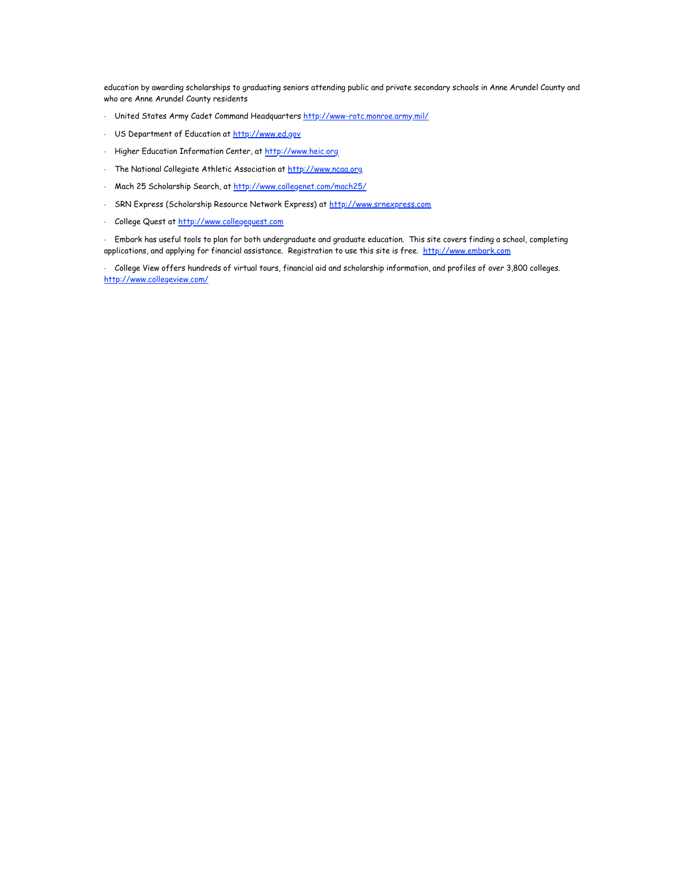education by awarding scholarships to graduating seniors attending public and private secondary schools in Anne Arundel County and who are Anne Arundel County residents

- United States Army Cadet Command Headquarters http://www-rotc.monroe.army.mil/
- US Department of Education at http://www.ed.gov
- Higher Education Information Center, at http://www.heic.org
- The National Collegiate Athletic Association at http://www.ncaa.org
- Mach 25 Scholarship Search, at http://www.collegenet.com/mach25/
- SRN Express (Scholarship Resource Network Express) at http://www.srnexpress.com
- College Quest at http://www.collegequest.com
- Embark has useful tools to plan for both undergraduate and graduate education. This site covers finding a school, completing applications, and applying for financial assistance. Registration to use this site is free. http://www.embark.com
- College View offers hundreds of virtual tours, financial aid and scholarship information, and profiles of over 3,800 colleges. http://www.collegeview.com/